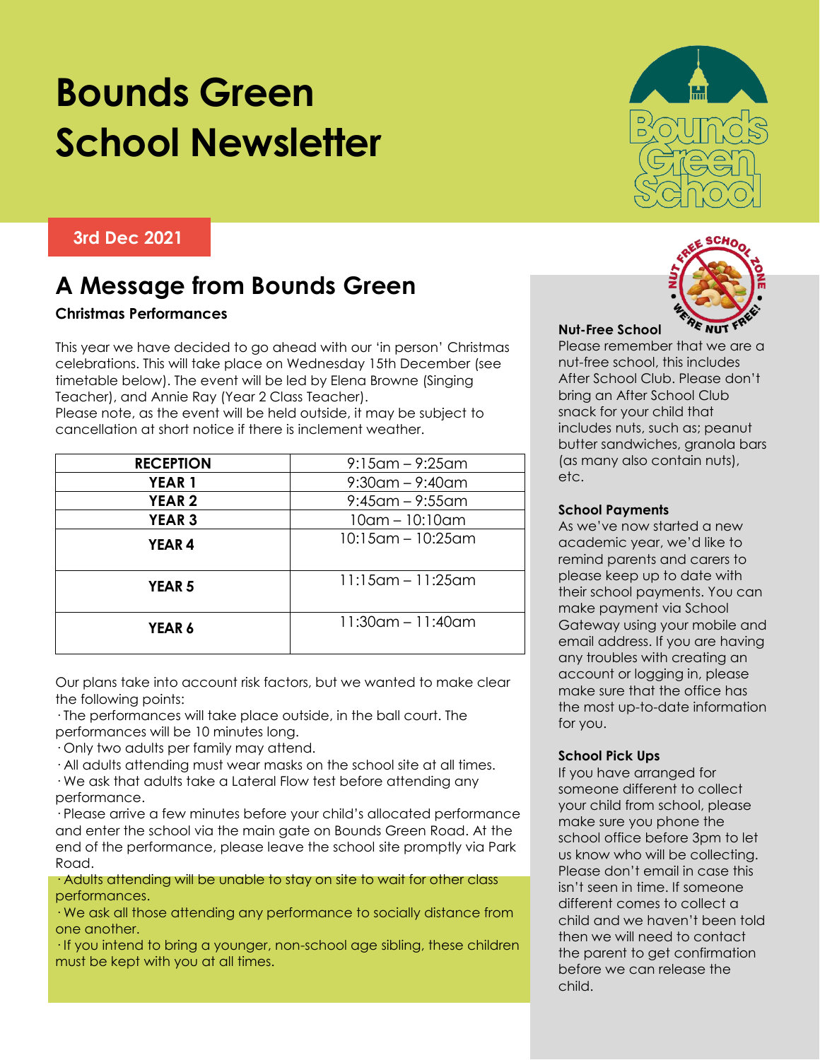# Bounds Green School Newsletter

**3rd Dec 2021**

## A Message from Bounds Green

### Christmas Performances

This year we have decided to go ahead with our 'in person' Christmas celebrations. This will take place on Wednesday 15th December (see timetable below). The event will be led by Elena Browne (Singing Teacher), and Annie Ray (Year 2 Class Teacher).
Please note, as the event will be held outside, it may be subject to cancellation at short notice if there is inclement weather.

| RECEPTION | 9:15am – 9:25am |
|---|---|
| YEAR 1 | 9:30am – 9:40am |
| YEAR 2 | 9:45am – 9:55am |
| YEAR 3 | 10am – 10:10am |
| YEAR 4 | 10:15am – 10:25am |
| YEAR 5 | 11:15am – 11:25am |
| YEAR 6 | 11:30am – 11:40am |

Our plans take into account risk factors, but we wanted to make clear the following points:

· The performances will take place outside, in the ball court. The performances will be 10 minutes long.
· Only two adults per family may attend.
· All adults attending must wear masks on the school site at all times.
· We ask that adults take a Lateral Flow test before attending any performance.
· Please arrive a few minutes before your child's allocated performance and enter the school via the main gate on Bounds Green Road. At the end of the performance, please leave the school site promptly via Park Road.
· Adults attending will be unable to stay on site to wait for other class performances.
· We ask all those attending any performance to socially distance from one another.
· If you intend to bring a younger, non-school age sibling, these children must be kept with you at all times.

### Nut-Free School

Please remember that we are a nut-free school, this includes After School Club. Please don't bring an After School Club snack for your child that includes nuts, such as; peanut butter sandwiches, granola bars (as many also contain nuts), etc.

### School Payments

As we've now started a new academic year, we'd like to remind parents and carers to please keep up to date with their school payments. You can make payment via School Gateway using your mobile and email address. If you are having any troubles with creating an account or logging in, please make sure that the office has the most up-to-date information for you.

### School Pick Ups

If you have arranged for someone different to collect your child from school, please make sure you phone the school office before 3pm to let us know who will be collecting. Please don't email in case this isn't seen in time. If someone different comes to collect a child and we haven't been told then we will need to contact the parent to get confirmation before we can release the child.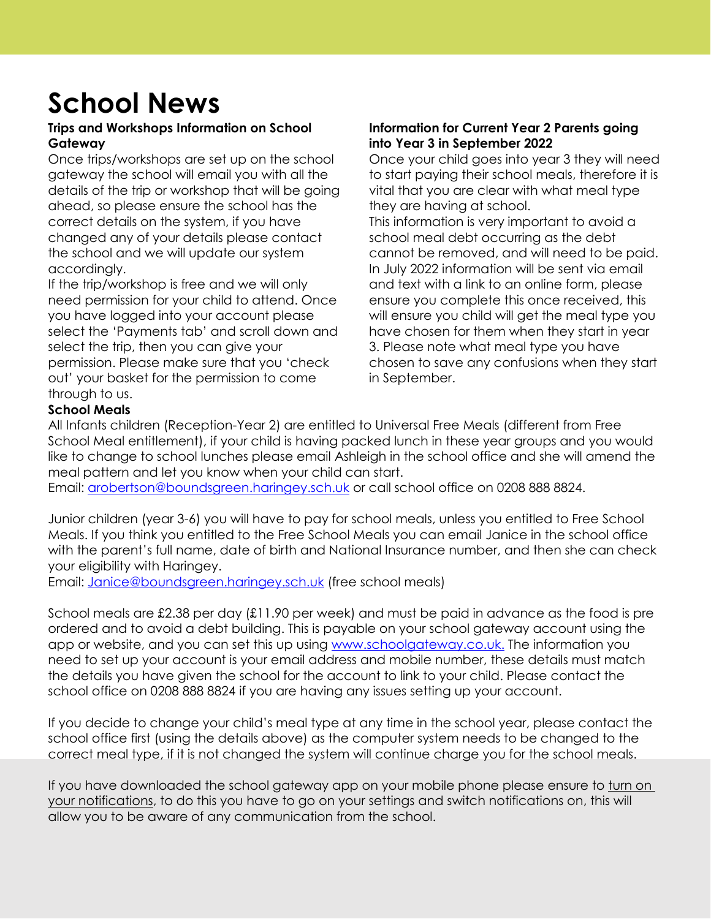# School News

### Trips and Workshops Information on School Gateway

Once trips/workshops are set up on the school gateway the school will email you with all the details of the trip or workshop that will be going ahead, so please ensure the school has the correct details on the system, if you have changed any of your details please contact the school and we will update our system accordingly.

If the trip/workshop is free and we will only need permission for your child to attend. Once you have logged into your account please select the 'Payments tab' and scroll down and select the trip, then you can give your permission. Please make sure that you 'check out' your basket for the permission to come through to us.

### Information for Current Year 2 Parents going into Year 3 in September 2022

Once your child goes into year 3 they will need to start paying their school meals, therefore it is vital that you are clear with what meal type they are having at school.

This information is very important to avoid a school meal debt occurring as the debt cannot be removed, and will need to be paid. In July 2022 information will be sent via email and text with a link to an online form, please ensure you complete this once received, this will ensure you child will get the meal type you have chosen for them when they start in year 3. Please note what meal type you have chosen to save any confusions when they start in September.

### School Meals

All Infants children (Reception-Year 2) are entitled to Universal Free Meals (different from Free School Meal entitlement), if your child is having packed lunch in these year groups and you would like to change to school lunches please email Ashleigh in the school office and she will amend the meal pattern and let you know when your child can start.

Email: [arobertson@boundsgreen.haringey.sch.uk](mailto:arobertson@boundsgreen.haringey.sch.uk) or call school office on 0208 888 8824.

Junior children (year 3-6) you will have to pay for school meals, unless you entitled to Free School Meals. If you think you entitled to the Free School Meals you can email Janice in the school office with the parent's full name, date of birth and National Insurance number, and then she can check your eligibility with Haringey.

Email: [Janice@boundsgreen.haringey.sch.uk](mailto:Janice@boundsgreen.haringey.sch.uk) (free school meals)

School meals are £2.38 per day (£11.90 per week) and must be paid in advance as the food is pre ordered and to avoid a debt building. This is payable on your school gateway account using the app or website, and you can set this up using [www.schoolgateway.co.uk.](http://www.schoolgateway.co.uk) The information you need to set up your account is your email address and mobile number, these details must match the details you have given the school for the account to link to your child. Please contact the school office on 0208 888 8824 if you are having any issues setting up your account.

If you decide to change your child's meal type at any time in the school year, please contact the school office first (using the details above) as the computer system needs to be changed to the correct meal type, if it is not changed the system will continue charge you for the school meals.

If you have downloaded the school gateway app on your mobile phone please ensure to turn on your notifications, to do this you have to go on your settings and switch notifications on, this will allow you to be aware of any communication from the school.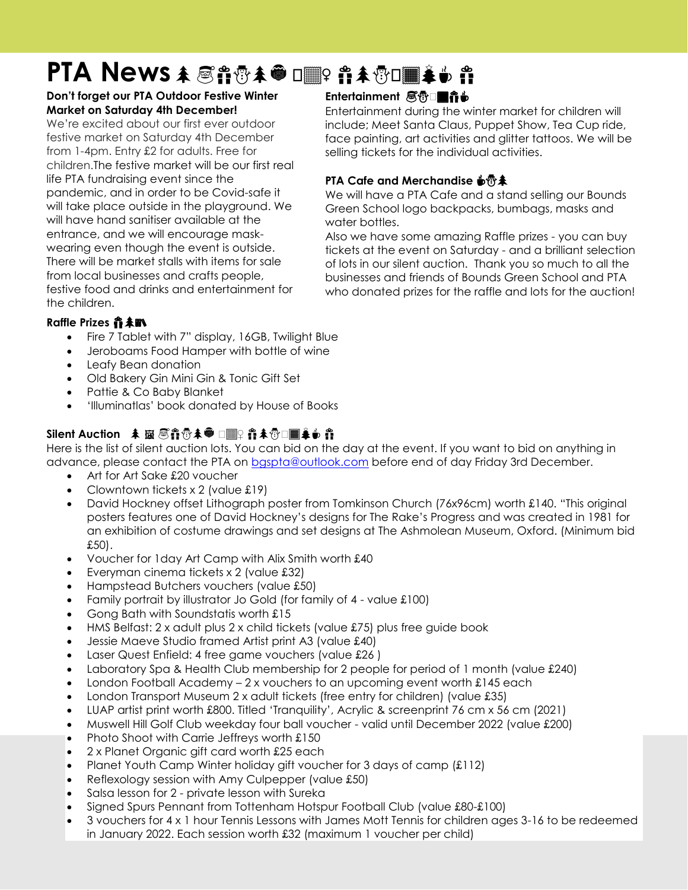# PTA News

**Don't forget our PTA Outdoor Festive Winter Market on Saturday 4th December!**

We're excited about our first ever outdoor festive market on Saturday 4th December from 1-4pm. Entry £2 for adults. Free for children.The festive market will be our first real life PTA fundraising event since the pandemic, and in order to be Covid-safe it will take place outside in the playground. We will have hand sanitiser available at the entrance, and we will encourage mask-wearing even though the event is outside. There will be market stalls with items for sale from local businesses and crafts people, festive food and drinks and entertainment for the children.

**Entertainment**

Entertainment during the winter market for children will include; Meet Santa Claus, Puppet Show, Tea Cup ride, face painting, art activities and glitter tattoos. We will be selling tickets for the individual activities.

**PTA Cafe and Merchandise**

We will have a PTA Cafe and a stand selling our Bounds Green School logo backpacks, bumbags, masks and water bottles.

Also we have some amazing Raffle prizes - you can buy tickets at the event on Saturday - and a brilliant selection of lots in our silent auction. Thank you so much to all the businesses and friends of Bounds Green School and PTA who donated prizes for the raffle and lots for the auction!

**Raffle Prizes**

- Fire 7 Tablet with 7" display, 16GB, Twilight Blue
- Jeroboams Food Hamper with bottle of wine
- Leafy Bean donation
- Old Bakery Gin Mini Gin & Tonic Gift Set
- Pattie & Co Baby Blanket
- 'Illuminatlas' book donated by House of Books

**Silent Auction**

Here is the list of silent auction lots. You can bid on the day at the event. If you want to bid on anything in advance, please contact the PTA on bgspta@outlook.com before end of day Friday 3rd December.

- Art for Art Sake £20 voucher
- Clowntown tickets x 2 (value £19)
- David Hockney offset Lithograph poster from Tomkinson Church (76x96cm) worth £140. "This original posters features one of David Hockney's designs for The Rake's Progress and was created in 1981 for an exhibition of costume drawings and set designs at The Ashmolean Museum, Oxford. (Minimum bid £50).
- Voucher for 1day Art Camp with Alix Smith worth £40
- Everyman cinema tickets x 2 (value £32)
- Hampstead Butchers vouchers (value £50)
- Family portrait by illustrator Jo Gold (for family of 4 - value £100)
- Gong Bath with Soundstatis worth £15
- HMS Belfast: 2 x adult plus 2 x child tickets (value £75) plus free guide book
- Jessie Maeve Studio framed Artist print A3 (value £40)
- Laser Quest Enfield: 4 free game vouchers (value £26 )
- Laboratory Spa & Health Club membership for 2 people for period of 1 month (value £240)
- London Football Academy – 2 x vouchers to an upcoming event worth £145 each
- London Transport Museum 2 x adult tickets (free entry for children) (value £35)
- LUAP artist print worth £800. Titled 'Tranquility', Acrylic & screenprint 76 cm x 56 cm (2021)
- Muswell Hill Golf Club weekday four ball voucher - valid until December 2022 (value £200)
- Photo Shoot with Carrie Jeffreys worth £150
- 2 x Planet Organic gift card worth £25 each
- Planet Youth Camp Winter holiday gift voucher for 3 days of camp (£112)
- Reflexology session with Amy Culpepper (value £50)
- Salsa lesson for 2 - private lesson with Sureka
- Signed Spurs Pennant from Tottenham Hotspur Football Club (value £80-£100)
- 3 vouchers for 4 x 1 hour Tennis Lessons with James Mott Tennis for children ages 3-16 to be redeemed in January 2022. Each session worth £32 (maximum 1 voucher per child)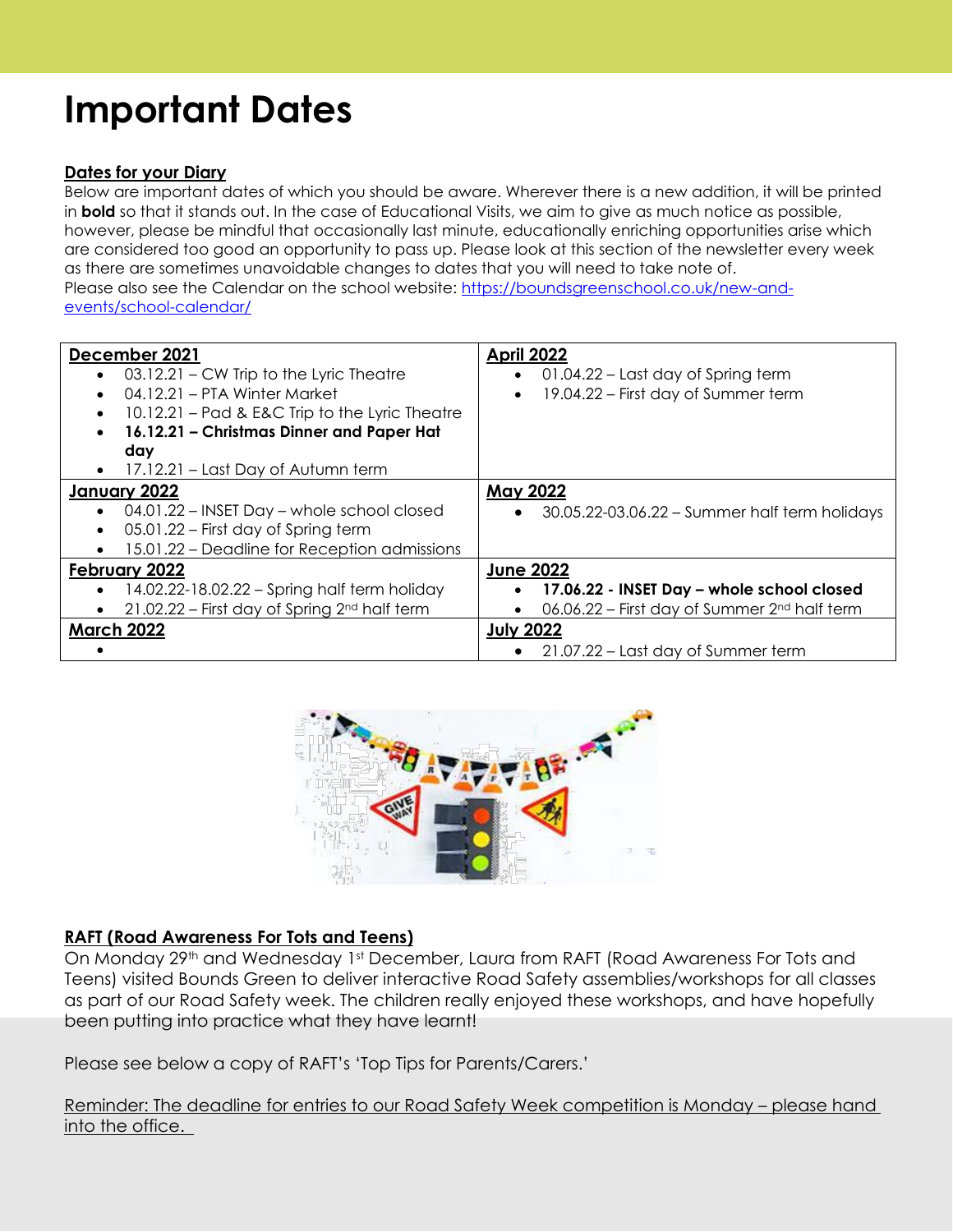# Important Dates

**Dates for your Diary**

Below are important dates of which you should be aware. Wherever there is a new addition, it will be printed in **bold** so that it stands out. In the case of Educational Visits, we aim to give as much notice as possible, however, please be mindful that occasionally last minute, educationally enriching opportunities arise which are considered too good an opportunity to pass up. Please look at this section of the newsletter every week as there are sometimes unavoidable changes to dates that you will need to take note of.

Please also see the Calendar on the school website: https://boundsgreenschool.co.uk/new-and-events/school-calendar/

| | |
|---|---|
| **December 2021**<br>• 03.12.21 – CW Trip to the Lyric Theatre<br>• 04.12.21 – PTA Winter Market<br>• 10.12.21 – Pad & E&C Trip to the Lyric Theatre<br>• **16.12.21 – Christmas Dinner and Paper Hat day**<br>• 17.12.21 – Last Day of Autumn term | **April 2022**<br>• 01.04.22 – Last day of Spring term<br>• 19.04.22 – First day of Summer term |
| **January 2022**<br>• 04.01.22 – INSET Day – whole school closed<br>• 05.01.22 – First day of Spring term<br>• 15.01.22 – Deadline for Reception admissions | **May 2022**<br>• 30.05.22-03.06.22 – Summer half term holidays |
| **February 2022**<br>• 14.02.22-18.02.22 – Spring half term holiday<br>• 21.02.22 – First day of Spring 2nd half term | **June 2022**<br>• **17.06.22 - INSET Day – whole school closed**<br>• 06.06.22 – First day of Summer 2nd half term |
| **March 2022**<br>• | **July 2022**<br>• 21.07.22 – Last day of Summer term |

**RAFT (Road Awareness For Tots and Teens)**

On Monday 29th and Wednesday 1st December, Laura from RAFT (Road Awareness For Tots and Teens) visited Bounds Green to deliver interactive Road Safety assemblies/workshops for all classes as part of our Road Safety week. The children really enjoyed these workshops, and have hopefully been putting into practice what they have learnt!

Please see below a copy of RAFT's 'Top Tips for Parents/Carers.'

Reminder: The deadline for entries to our Road Safety Week competition is Monday – please hand into the office.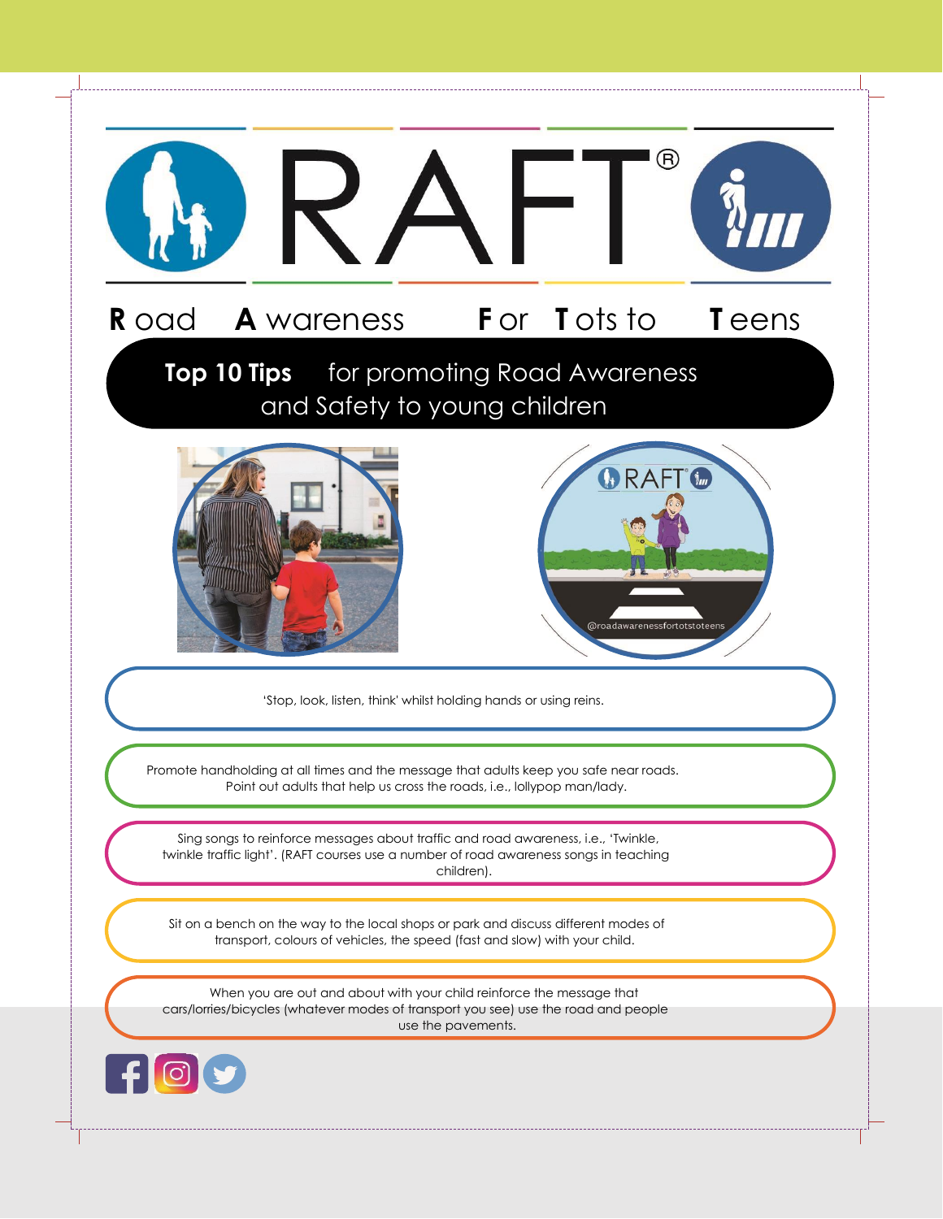# RAFT®

**R** oad **A** wareness **F** or **T** ots to **T** eens

## **Top 10 Tips** for promoting Road Awareness and Safety to young children

@roadawarenessfortotstoteens

'Stop, look, listen, think' whilst holding hands or using reins.

Promote handholding at all times and the message that adults keep you safe near roads. Point out adults that help us cross the roads, i.e., lollypop man/lady.

Sing songs to reinforce messages about traffic and road awareness, i.e., 'Twinkle, twinkle traffic light'. (RAFT courses use a number of road awareness songs in teaching children).

Sit on a bench on the way to the local shops or park and discuss different modes of transport, colours of vehicles, the speed (fast and slow) with your child.

When you are out and about with your child reinforce the message that cars/lorries/bicycles (whatever modes of transport you see) use the road and people use the pavements.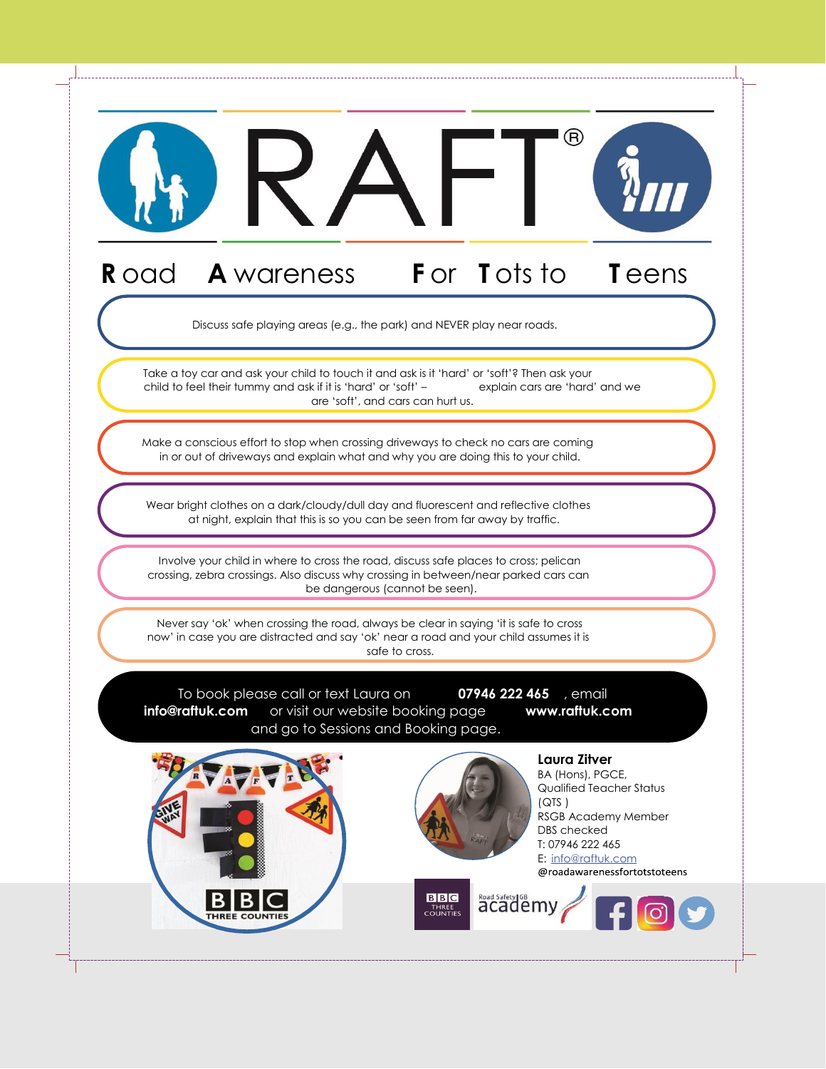# RAFT®

## Road Awareness For Tots to Teens

Discuss safe playing areas (e.g., the park) and NEVER play near roads.

Take a toy car and ask your child to touch it and ask is it 'hard' or 'soft'? Then ask your child to feel their tummy and ask if it is 'hard' or 'soft' – explain cars are 'hard' and we are 'soft', and cars can hurt us.

Make a conscious effort to stop when crossing driveways to check no cars are coming in or out of driveways and explain what and why you are doing this to your child.

Wear bright clothes on a dark/cloudy/dull day and fluorescent and reflective clothes at night, explain that this is so you can be seen from far away by traffic.

Involve your child in where to cross the road, discuss safe places to cross; pelican crossing, zebra crossings. Also discuss why crossing in between/near parked cars can be dangerous (cannot be seen).

Never say 'ok' when crossing the road, always be clear in saying 'it is safe to cross now' in case you are distracted and say 'ok' near a road and your child assumes it is safe to cross.

To book please call or text Laura on **07946 222 465**, email **info@raftuk.com** or visit our website booking page **www.raftuk.com** and go to Sessions and Booking page.

**Laura Zitver**
BA (Hons), PGCE,
Qualified Teacher Status (QTS )
RSGB Academy Member
DBS checked
T: 07946 222 465
E: info@raftuk.com
@roadawarenessfortotstoteens

BBC THREE COUNTIES

Road Safety GB academy